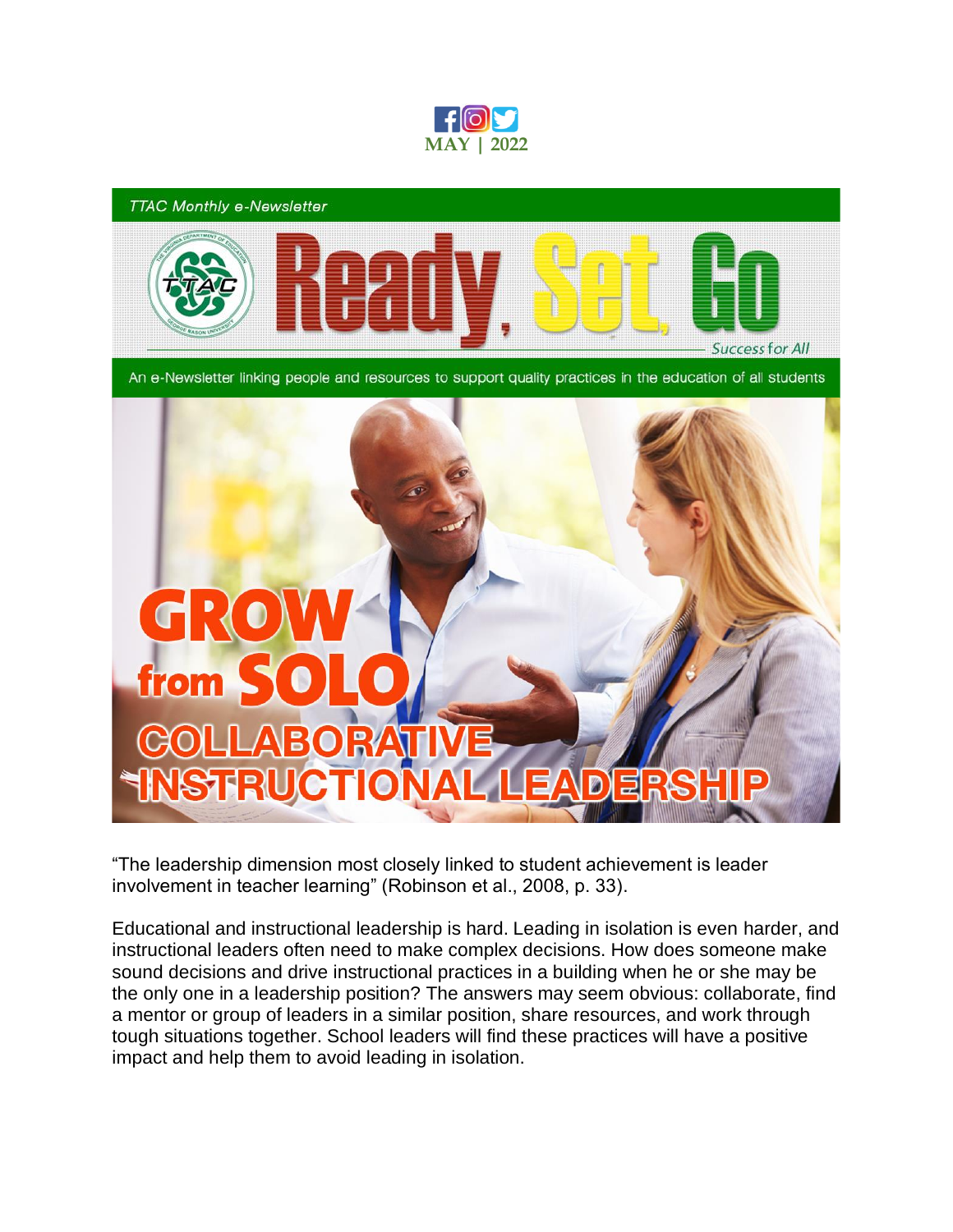MAY | 2022

*TTAC Monthly e-Newsletter*

# Ready, Set, Go

*Success for All*

An e-Newsletter linking people and resources to support quality practices in the education of all students

# GROW from SOLO
## COLLABORATIVE INSTRUCTIONAL LEADERSHIP

"The leadership dimension most closely linked to student achievement is leader involvement in teacher learning" (Robinson et al., 2008, p. 33).

Educational and instructional leadership is hard. Leading in isolation is even harder, and instructional leaders often need to make complex decisions. How does someone make sound decisions and drive instructional practices in a building when he or she may be the only one in a leadership position? The answers may seem obvious: collaborate, find a mentor or group of leaders in a similar position, share resources, and work through tough situations together. School leaders will find these practices will have a positive impact and help them to avoid leading in isolation.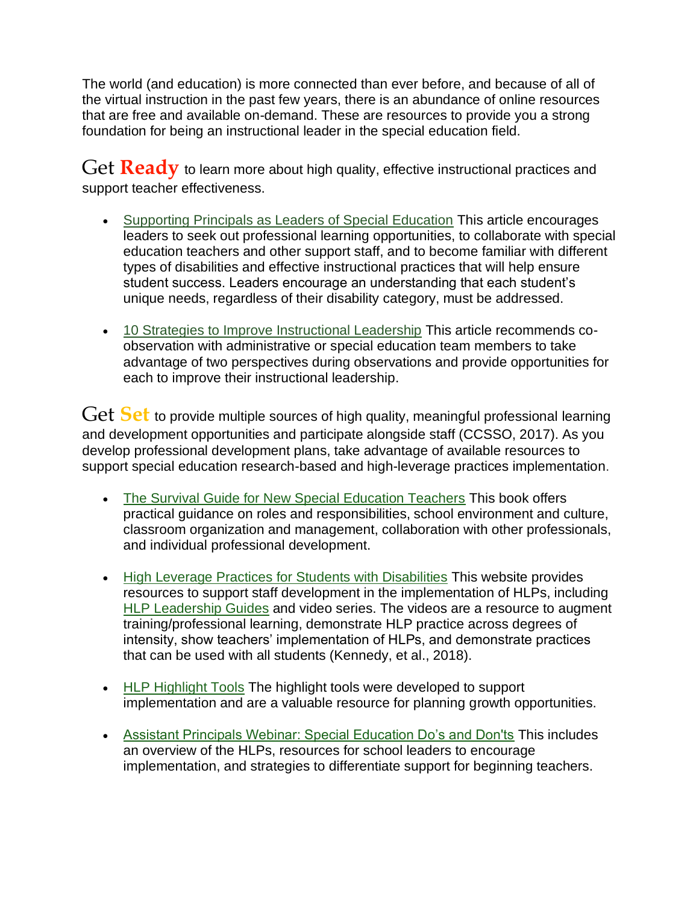The world (and education) is more connected than ever before, and because of all of the virtual instruction in the past few years, there is an abundance of online resources that are free and available on-demand. These are resources to provide you a strong foundation for being an instructional leader in the special education field.

Get **Ready** to learn more about high quality, effective instructional practices and support teacher effectiveness.

- Supporting Principals as Leaders of Special Education This article encourages leaders to seek out professional learning opportunities, to collaborate with special education teachers and other support staff, and to become familiar with different types of disabilities and effective instructional practices that will help ensure student success. Leaders encourage an understanding that each student's unique needs, regardless of their disability category, must be addressed.

- 10 Strategies to Improve Instructional Leadership This article recommends co-observation with administrative or special education team members to take advantage of two perspectives during observations and provide opportunities for each to improve their instructional leadership.

Get **Set** to provide multiple sources of high quality, meaningful professional learning and development opportunities and participate alongside staff (CCSSO, 2017). As you develop professional development plans, take advantage of available resources to support special education research-based and high-leverage practices implementation.

- The Survival Guide for New Special Education Teachers This book offers practical guidance on roles and responsibilities, school environment and culture, classroom organization and management, collaboration with other professionals, and individual professional development.

- High Leverage Practices for Students with Disabilities This website provides resources to support staff development in the implementation of HLPs, including HLP Leadership Guides and video series. The videos are a resource to augment training/professional learning, demonstrate HLP practice across degrees of intensity, show teachers' implementation of HLPs, and demonstrate practices that can be used with all students (Kennedy, et al., 2018).

- HLP Highlight Tools The highlight tools were developed to support implementation and are a valuable resource for planning growth opportunities.

- Assistant Principals Webinar: Special Education Do's and Don'ts This includes an overview of the HLPs, resources for school leaders to encourage implementation, and strategies to differentiate support for beginning teachers.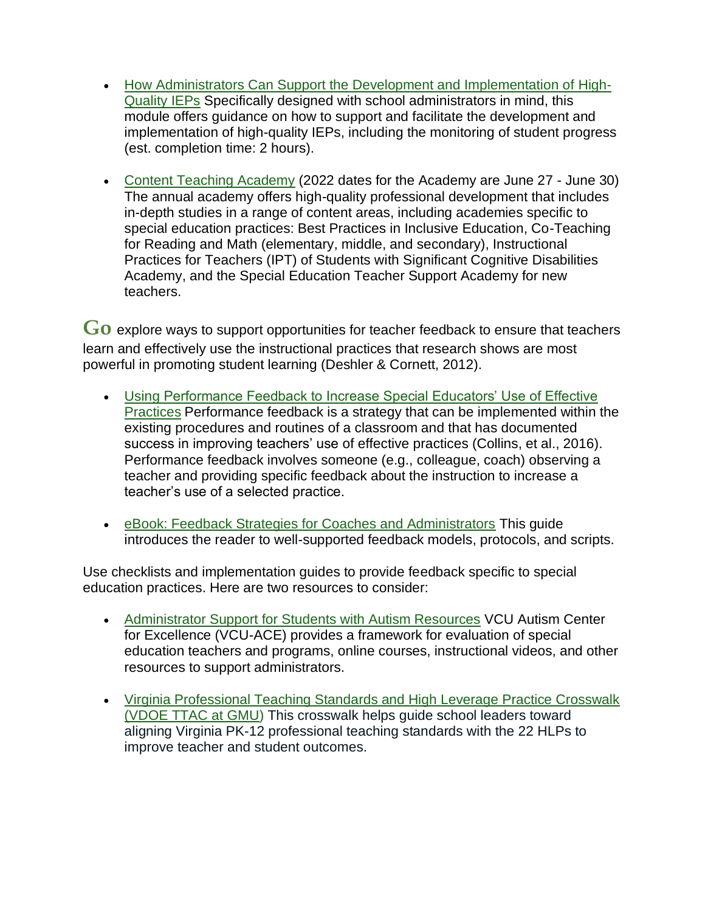- [How Administrators Can Support the Development and Implementation of High-Quality IEPs]() Specifically designed with school administrators in mind, this module offers guidance on how to support and facilitate the development and implementation of high-quality IEPs, including the monitoring of student progress (est. completion time: 2 hours).

- [Content Teaching Academy]() (2022 dates for the Academy are June 27 - June 30) The annual academy offers high-quality professional development that includes in-depth studies in a range of content areas, including academies specific to special education practices: Best Practices in Inclusive Education, Co-Teaching for Reading and Math (elementary, middle, and secondary), Instructional Practices for Teachers (IPT) of Students with Significant Cognitive Disabilities Academy, and the Special Education Teacher Support Academy for new teachers.

**Go** explore ways to support opportunities for teacher feedback to ensure that teachers learn and effectively use the instructional practices that research shows are most powerful in promoting student learning (Deshler & Cornett, 2012).

- [Using Performance Feedback to Increase Special Educators' Use of Effective Practices]() Performance feedback is a strategy that can be implemented within the existing procedures and routines of a classroom and that has documented success in improving teachers' use of effective practices (Collins, et al., 2016). Performance feedback involves someone (e.g., colleague, coach) observing a teacher and providing specific feedback about the instruction to increase a teacher's use of a selected practice.

- [eBook: Feedback Strategies for Coaches and Administrators]() This guide introduces the reader to well-supported feedback models, protocols, and scripts.

Use checklists and implementation guides to provide feedback specific to special education practices. Here are two resources to consider:

- [Administrator Support for Students with Autism Resources]() VCU Autism Center for Excellence (VCU-ACE) provides a framework for evaluation of special education teachers and programs, online courses, instructional videos, and other resources to support administrators.

- [Virginia Professional Teaching Standards and High Leverage Practice Crosswalk (VDOE TTAC at GMU)]() This crosswalk helps guide school leaders toward aligning Virginia PK-12 professional teaching standards with the 22 HLPs to improve teacher and student outcomes.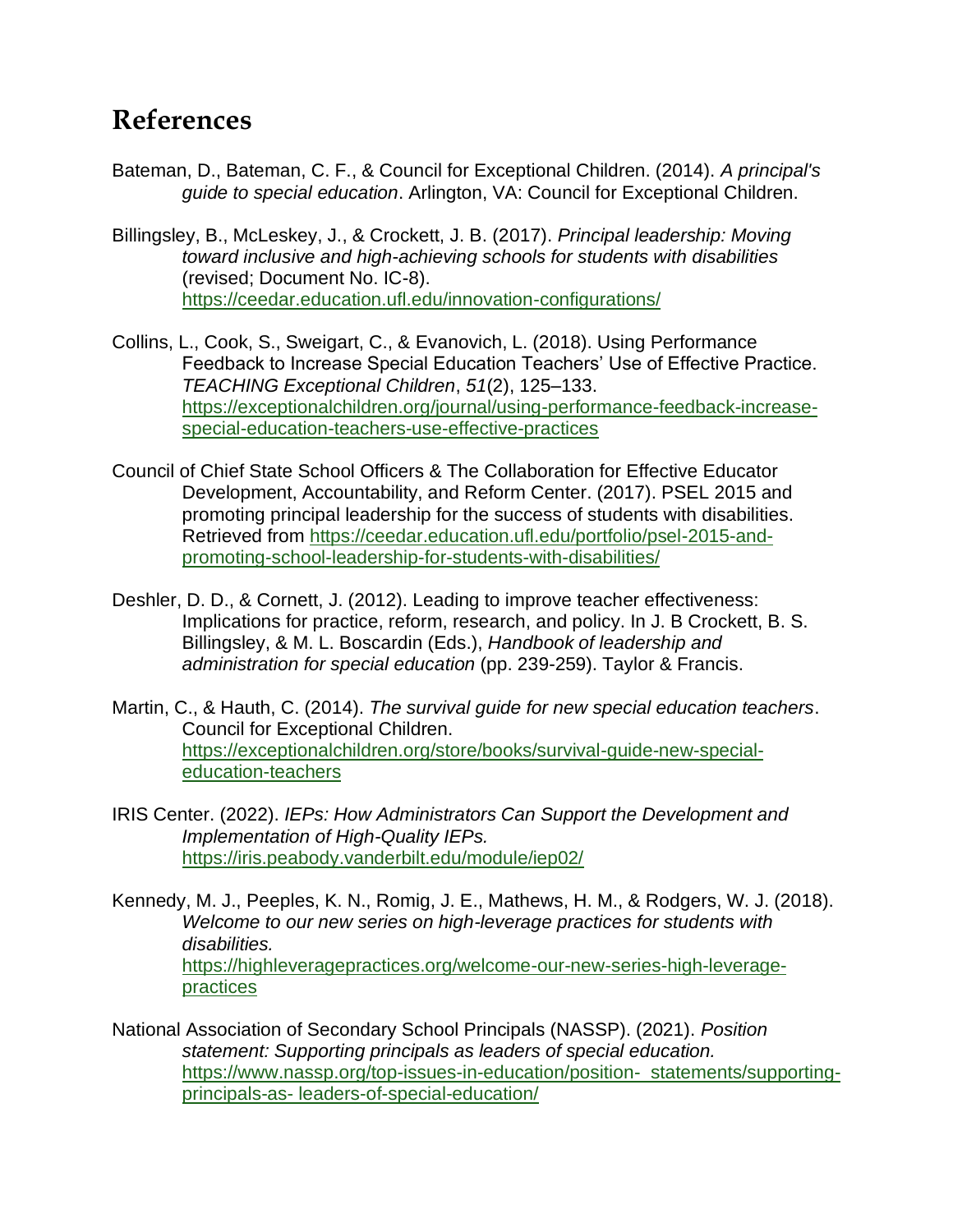## References

Bateman, D., Bateman, C. F., & Council for Exceptional Children. (2014). *A principal's guide to special education*. Arlington, VA: Council for Exceptional Children.

Billingsley, B., McLeskey, J., & Crockett, J. B. (2017). *Principal leadership: Moving toward inclusive and high-achieving schools for students with disabilities* (revised; Document No. IC-8). https://ceedar.education.ufl.edu/innovation-configurations/

Collins, L., Cook, S., Sweigart, C., & Evanovich, L. (2018). Using Performance Feedback to Increase Special Education Teachers' Use of Effective Practice. *TEACHING Exceptional Children*, *51*(2), 125–133. https://exceptionalchildren.org/journal/using-performance-feedback-increase-special-education-teachers-use-effective-practices

Council of Chief State School Officers & The Collaboration for Effective Educator Development, Accountability, and Reform Center. (2017). PSEL 2015 and promoting principal leadership for the success of students with disabilities. Retrieved from https://ceedar.education.ufl.edu/portfolio/psel-2015-and-promoting-school-leadership-for-students-with-disabilities/

Deshler, D. D., & Cornett, J. (2012). Leading to improve teacher effectiveness: Implications for practice, reform, research, and policy. In J. B Crockett, B. S. Billingsley, & M. L. Boscardin (Eds.), *Handbook of leadership and administration for special education* (pp. 239-259). Taylor & Francis.

Martin, C., & Hauth, C. (2014). *The survival guide for new special education teachers*. Council for Exceptional Children. https://exceptionalchildren.org/store/books/survival-guide-new-special-education-teachers

IRIS Center. (2022). *IEPs: How Administrators Can Support the Development and Implementation of High-Quality IEPs.* https://iris.peabody.vanderbilt.edu/module/iep02/

Kennedy, M. J., Peeples, K. N., Romig, J. E., Mathews, H. M., & Rodgers, W. J. (2018). *Welcome to our new series on high-leverage practices for students with disabilities.* https://highleveragepractices.org/welcome-our-new-series-high-leverage-practices

National Association of Secondary School Principals (NASSP). (2021). *Position statement: Supporting principals as leaders of special education.* https://www.nassp.org/top-issues-in-education/position- statements/supporting-principals-as- leaders-of-special-education/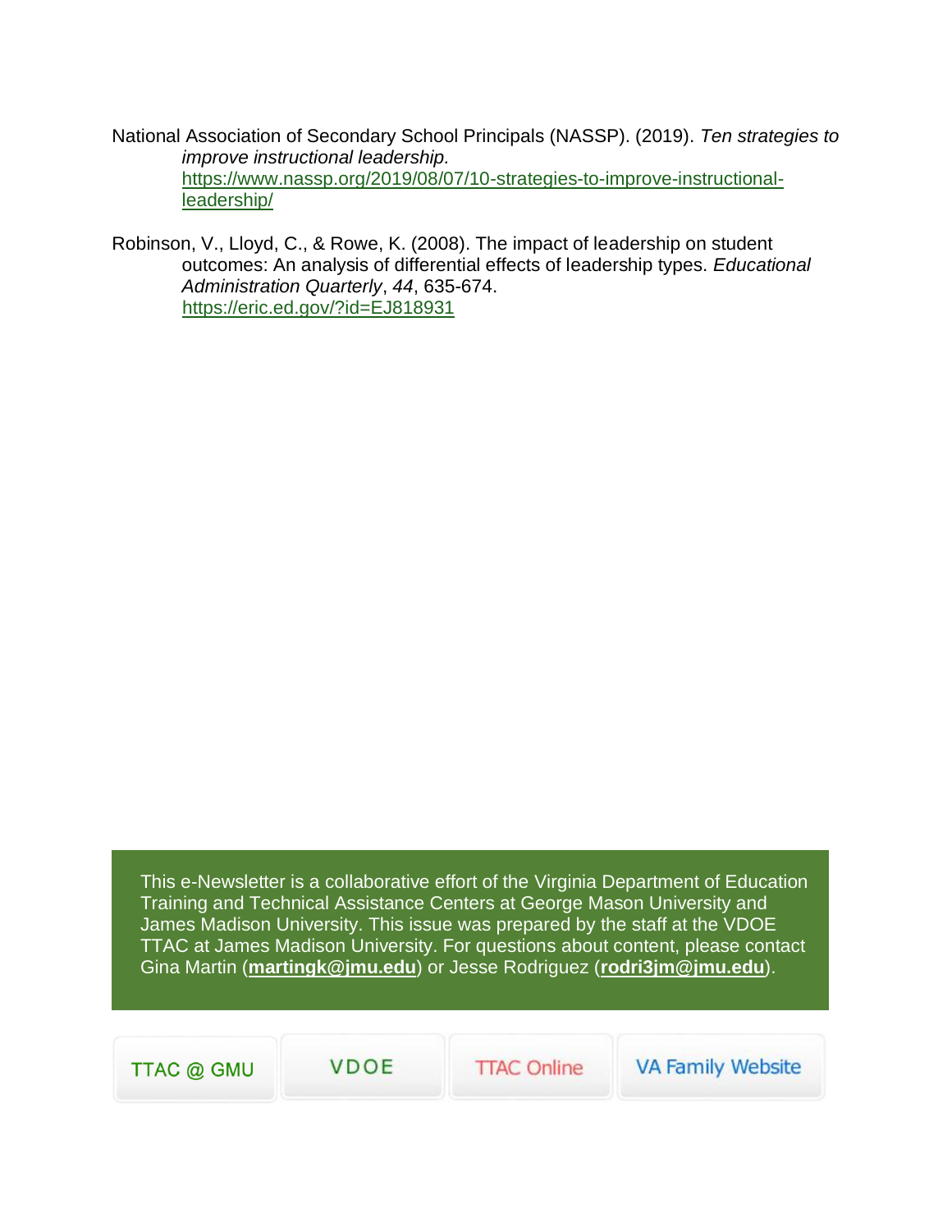National Association of Secondary School Principals (NASSP). (2019). *Ten strategies to improve instructional leadership.* [https://www.nassp.org/2019/08/07/10-strategies-to-improve-instructional-leadership/](https://www.nassp.org/2019/08/07/10-strategies-to-improve-instructional-leadership/)

Robinson, V., Lloyd, C., & Rowe, K. (2008). The impact of leadership on student outcomes: An analysis of differential effects of leadership types. *Educational Administration Quarterly*, *44*, 635-674. [https://eric.ed.gov/?id=EJ818931](https://eric.ed.gov/?id=EJ818931)

This e-Newsletter is a collaborative effort of the Virginia Department of Education Training and Technical Assistance Centers at George Mason University and James Madison University. This issue was prepared by the staff at the VDOE TTAC at James Madison University. For questions about content, please contact Gina Martin (**martingk@jmu.edu**) or Jesse Rodriguez (**rodri3jm@jmu.edu**).

TTAC @ GMU | VDOE | TTAC Online | VA Family Website